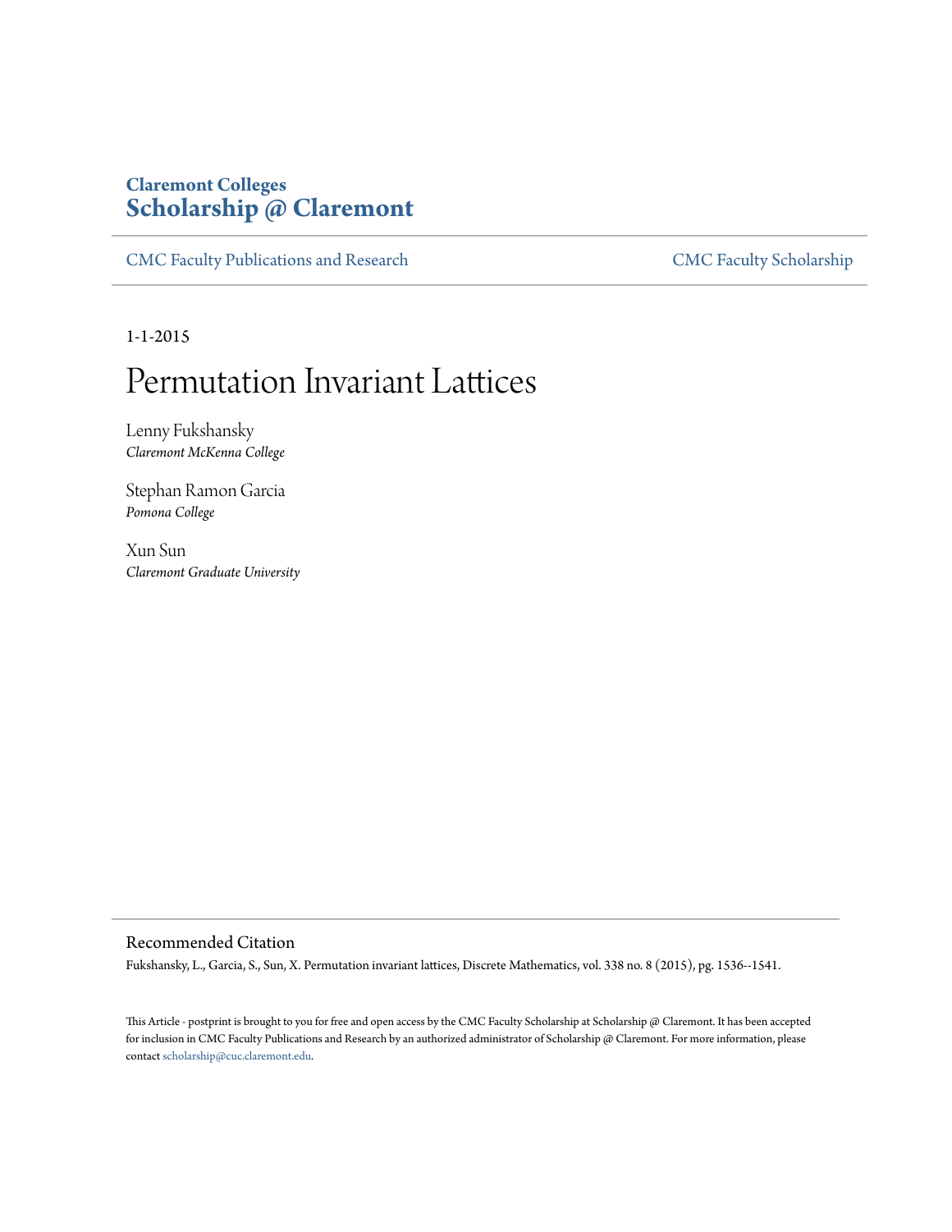**Claremont Colleges**
**Scholarship @ Claremont**

CMC Faculty Publications and Research

CMC Faculty Scholarship

1-1-2015

# Permutation Invariant Lattices

Lenny Fukshansky
*Claremont McKenna College*

Stephan Ramon Garcia
*Pomona College*

Xun Sun
*Claremont Graduate University*

## Recommended Citation

Fukshansky, L., Garcia, S., Sun, X. Permutation invariant lattices, Discrete Mathematics, vol. 338 no. 8 (2015), pg. 1536--1541.

This Article - postprint is brought to you for free and open access by the CMC Faculty Scholarship at Scholarship @ Claremont. It has been accepted for inclusion in CMC Faculty Publications and Research by an authorized administrator of Scholarship @ Claremont. For more information, please contact scholarship@cuc.claremont.edu.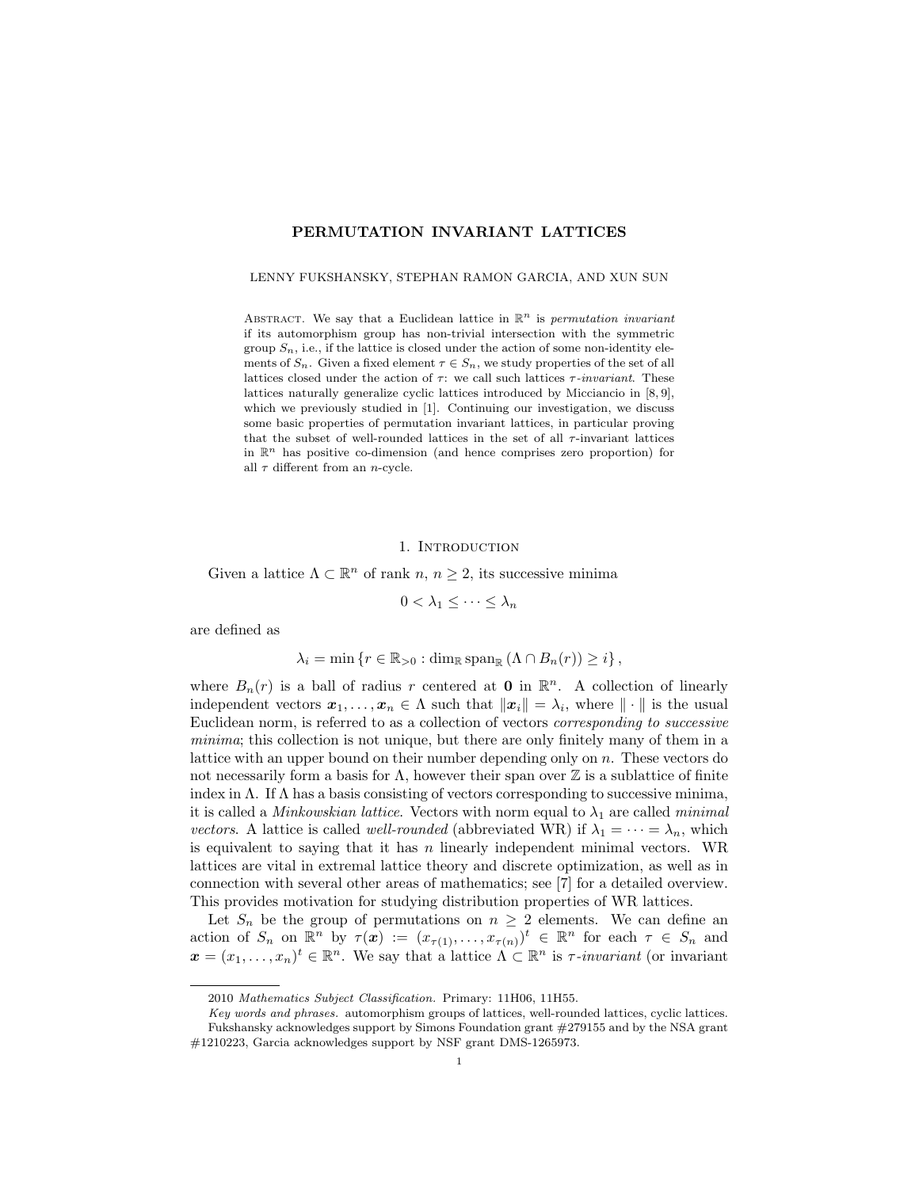# PERMUTATION INVARIANT LATTICES

LENNY FUKSHANSKY, STEPHAN RAMON GARCIA, AND XUN SUN

Abstract. We say that a Euclidean lattice in $\mathbb{R}^n$ is *permutation invariant* if its automorphism group has non-trivial intersection with the symmetric group $S_n$, i.e., if the lattice is closed under the action of some non-identity elements of $S_n$. Given a fixed element $\tau \in S_n$, we study properties of the set of all lattices closed under the action of $\tau$: we call such lattices $\tau$-*invariant*. These lattices naturally generalize cyclic lattices introduced by Micciancio in [8, 9], which we previously studied in [1]. Continuing our investigation, we discuss some basic properties of permutation invariant lattices, in particular proving that the subset of well-rounded lattices in the set of all $\tau$-invariant lattices in $\mathbb{R}^n$ has positive co-dimension (and hence comprises zero proportion) for all $\tau$ different from an $n$-cycle.

## 1. Introduction

Given a lattice $\Lambda \subset \mathbb{R}^n$ of rank $n$, $n \geq 2$, its successive minima

$$0 < \lambda_1 \leq \cdots \leq \lambda_n$$

are defined as

$$\lambda_i = \min \left\{ r \in \mathbb{R}_{>0} : \dim_{\mathbb{R}} \operatorname{span}_{\mathbb{R}} \left( \Lambda \cap B_n(r) \right) \geq i \right\},$$

where $B_n(r)$ is a ball of radius $r$ centered at $\mathbf{0}$ in $\mathbb{R}^n$. A collection of linearly independent vectors $\boldsymbol{x}_1, \ldots, \boldsymbol{x}_n \in \Lambda$ such that $\|\boldsymbol{x}_i\| = \lambda_i$, where $\|\cdot\|$ is the usual Euclidean norm, is referred to as a collection of vectors *corresponding to successive minima*; this collection is not unique, but there are only finitely many of them in a lattice with an upper bound on their number depending only on $n$. These vectors do not necessarily form a basis for $\Lambda$, however their span over $\mathbb{Z}$ is a sublattice of finite index in $\Lambda$. If $\Lambda$ has a basis consisting of vectors corresponding to successive minima, it is called a *Minkowskian lattice*. Vectors with norm equal to $\lambda_1$ are called *minimal vectors*. A lattice is called *well-rounded* (abbreviated WR) if $\lambda_1 = \cdots = \lambda_n$, which is equivalent to saying that it has $n$ linearly independent minimal vectors. WR lattices are vital in extremal lattice theory and discrete optimization, as well as in connection with several other areas of mathematics; see [7] for a detailed overview. This provides motivation for studying distribution properties of WR lattices.

Let $S_n$ be the group of permutations on $n \geq 2$ elements. We can define an action of $S_n$ on $\mathbb{R}^n$ by $\tau(\boldsymbol{x}) := (x_{\tau(1)}, \ldots, x_{\tau(n)})^t \in \mathbb{R}^n$ for each $\tau \in S_n$ and $\boldsymbol{x} = (x_1, \ldots, x_n)^t \in \mathbb{R}^n$. We say that a lattice $\Lambda \subset \mathbb{R}^n$ is $\tau$-*invariant* (or invariant

---

2010 *Mathematics Subject Classification.* Primary: 11H06, 11H55.

*Key words and phrases.* automorphism groups of lattices, well-rounded lattices, cyclic lattices.

Fukshansky acknowledges support by Simons Foundation grant #279155 and by the NSA grant #1210223, Garcia acknowledges support by NSF grant DMS-1265973.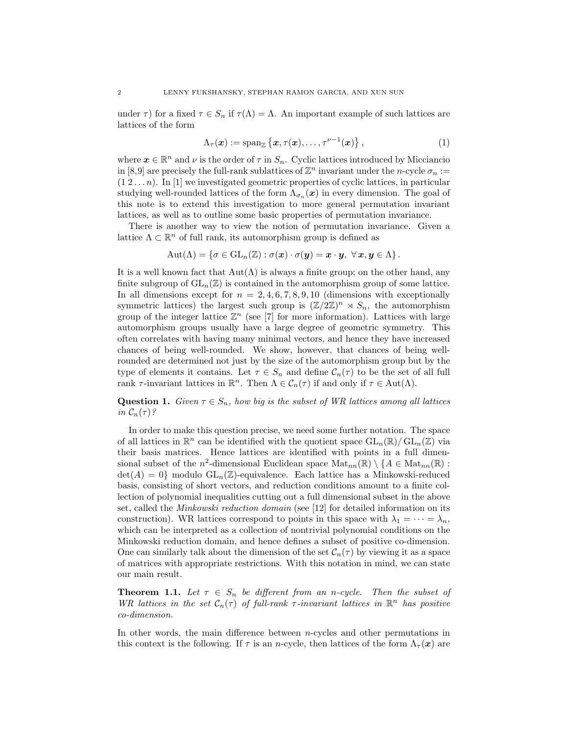under $\tau$) for a fixed $\tau \in S_n$ if $\tau(\Lambda) = \Lambda$. An important example of such lattices are lattices of the form

$$\Lambda_\tau(\boldsymbol{x}) := \operatorname{span}_{\mathbb{Z}} \left\{ \boldsymbol{x}, \tau(\boldsymbol{x}), \ldots, \tau^{\nu-1}(\boldsymbol{x}) \right\}, \tag{1}$$

where $\boldsymbol{x} \in \mathbb{R}^n$ and $\nu$ is the order of $\tau$ in $S_n$. Cyclic lattices introduced by Micciancio in [8,9] are precisely the full-rank sublattices of $\mathbb{Z}^n$ invariant under the $n$-cycle $\sigma_n := (1\,2\ldots n)$. In [1] we investigated geometric properties of cyclic lattices, in particular studying well-rounded lattices of the form $\Lambda_{\sigma_n}(\boldsymbol{x})$ in every dimension. The goal of this note is to extend this investigation to more general permutation invariant lattices, as well as to outline some basic properties of permutation invariance.

There is another way to view the notion of permutation invariance. Given a lattice $\Lambda \subset \mathbb{R}^n$ of full rank, its automorphism group is defined as

$$\operatorname{Aut}(\Lambda) = \left\{ \sigma \in \operatorname{GL}_n(\mathbb{Z}) : \sigma(\boldsymbol{x}) \cdot \sigma(\boldsymbol{y}) = \boldsymbol{x} \cdot \boldsymbol{y},\ \forall\, \boldsymbol{x}, \boldsymbol{y} \in \Lambda \right\}.$$

It is a well known fact that $\operatorname{Aut}(\Lambda)$ is always a finite group; on the other hand, any finite subgroup of $\operatorname{GL}_n(\mathbb{Z})$ is contained in the automorphism group of some lattice. In all dimensions except for $n = 2, 4, 6, 7, 8, 9, 10$ (dimensions with exceptionally symmetric lattices) the largest such group is $(\mathbb{Z}/2\mathbb{Z})^n \rtimes S_n$, the automorphism group of the integer lattice $\mathbb{Z}^n$ (see [7] for more information). Lattices with large automorphism groups usually have a large degree of geometric symmetry. This often correlates with having many minimal vectors, and hence they have increased chances of being well-rounded. We show, however, that chances of being well-rounded are determined not just by the size of the automorphism group but by the type of elements it contains. Let $\tau \in S_n$ and define $\mathcal{C}_n(\tau)$ to be the set of all full rank $\tau$-invariant lattices in $\mathbb{R}^n$. Then $\Lambda \in \mathcal{C}_n(\tau)$ if and only if $\tau \in \operatorname{Aut}(\Lambda)$.

**Question 1.** *Given $\tau \in S_n$, how big is the subset of WR lattices among all lattices in $\mathcal{C}_n(\tau)$?*

In order to make this question precise, we need some further notation. The space of all lattices in $\mathbb{R}^n$ can be identified with the quotient space $\operatorname{GL}_n(\mathbb{R})/\operatorname{GL}_n(\mathbb{Z})$ via their basis matrices. Hence lattices are identified with points in a full dimensional subset of the $n^2$-dimensional Euclidean space $\operatorname{Mat}_{nn}(\mathbb{R}) \setminus \{A \in \operatorname{Mat}_{nn}(\mathbb{R}) : \det(A) = 0\}$ modulo $\operatorname{GL}_n(\mathbb{Z})$-equivalence. Each lattice has a Minkowski-reduced basis, consisting of short vectors, and reduction conditions amount to a finite collection of polynomial inequalities cutting out a full dimensional subset in the above set, called the *Minkowski reduction domain* (see [12] for detailed information on its construction). WR lattices correspond to points in this space with $\lambda_1 = \cdots = \lambda_n$, which can be interpreted as a collection of nontrivial polynomial conditions on the Minkowski reduction domain, and hence defines a subset of positive co-dimension. One can similarly talk about the dimension of the set $\mathcal{C}_n(\tau)$ by viewing it as a space of matrices with appropriate restrictions. With this notation in mind, we can state our main result.

**Theorem 1.1.** *Let $\tau \in S_n$ be different from an $n$-cycle. Then the subset of WR lattices in the set $\mathcal{C}_n(\tau)$ of full-rank $\tau$-invariant lattices in $\mathbb{R}^n$ has positive co-dimension.*

In other words, the main difference between $n$-cycles and other permutations in this context is the following. If $\tau$ is an $n$-cycle, then lattices of the form $\Lambda_\tau(\boldsymbol{x})$ are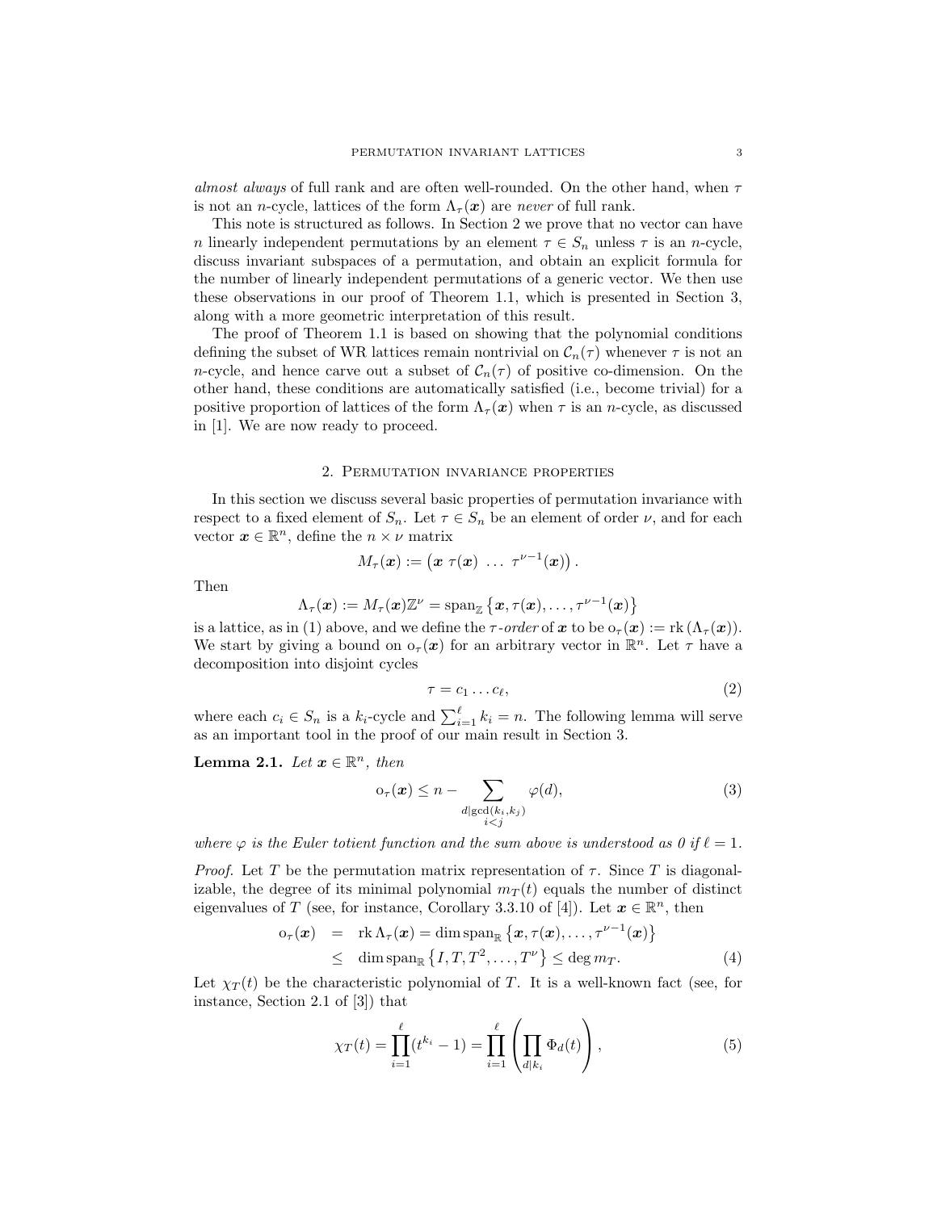*almost always* of full rank and are often well-rounded. On the other hand, when $\tau$ is not an $n$-cycle, lattices of the form $\Lambda_\tau(\boldsymbol{x})$ are *never* of full rank.

This note is structured as follows. In Section 2 we prove that no vector can have $n$ linearly independent permutations by an element $\tau \in S_n$ unless $\tau$ is an $n$-cycle, discuss invariant subspaces of a permutation, and obtain an explicit formula for the number of linearly independent permutations of a generic vector. We then use these observations in our proof of Theorem 1.1, which is presented in Section 3, along with a more geometric interpretation of this result.

The proof of Theorem 1.1 is based on showing that the polynomial conditions defining the subset of WR lattices remain nontrivial on $\mathcal{C}_n(\tau)$ whenever $\tau$ is not an $n$-cycle, and hence carve out a subset of $\mathcal{C}_n(\tau)$ of positive co-dimension. On the other hand, these conditions are automatically satisfied (i.e., become trivial) for a positive proportion of lattices of the form $\Lambda_\tau(\boldsymbol{x})$ when $\tau$ is an $n$-cycle, as discussed in [1]. We are now ready to proceed.

## 2. Permutation invariance properties

In this section we discuss several basic properties of permutation invariance with respect to a fixed element of $S_n$. Let $\tau \in S_n$ be an element of order $\nu$, and for each vector $\boldsymbol{x} \in \mathbb{R}^n$, define the $n \times \nu$ matrix

$$M_\tau(\boldsymbol{x}) := \begin{pmatrix} \boldsymbol{x} & \tau(\boldsymbol{x}) & \dots & \tau^{\nu-1}(\boldsymbol{x}) \end{pmatrix}.$$

Then

$$\Lambda_\tau(\boldsymbol{x}) := M_\tau(\boldsymbol{x})\mathbb{Z}^\nu = \operatorname{span}_{\mathbb{Z}}\left\{\boldsymbol{x}, \tau(\boldsymbol{x}), \dots, \tau^{\nu-1}(\boldsymbol{x})\right\}$$

is a lattice, as in (1) above, and we define the $\tau$-*order* of $\boldsymbol{x}$ to be $\mathrm{o}_\tau(\boldsymbol{x}) := \operatorname{rk}(\Lambda_\tau(\boldsymbol{x}))$. We start by giving a bound on $\mathrm{o}_\tau(\boldsymbol{x})$ for an arbitrary vector in $\mathbb{R}^n$. Let $\tau$ have a decomposition into disjoint cycles

$$\tau = c_1 \dots c_\ell, \tag{2}$$

where each $c_i \in S_n$ is a $k_i$-cycle and $\sum_{i=1}^{\ell} k_i = n$. The following lemma will serve as an important tool in the proof of our main result in Section 3.

**Lemma 2.1.** *Let $\boldsymbol{x} \in \mathbb{R}^n$, then*

$$\mathrm{o}_\tau(\boldsymbol{x}) \leq n - \sum_{\substack{d \mid \gcd(k_i, k_j) \\ i<j}} \varphi(d), \tag{3}$$

*where $\varphi$ is the Euler totient function and the sum above is understood as 0 if $\ell = 1$.*

*Proof.* Let $T$ be the permutation matrix representation of $\tau$. Since $T$ is diagonalizable, the degree of its minimal polynomial $m_T(t)$ equals the number of distinct eigenvalues of $T$ (see, for instance, Corollary 3.3.10 of [4]). Let $\boldsymbol{x} \in \mathbb{R}^n$, then

$$\begin{aligned} \mathrm{o}_\tau(\boldsymbol{x}) &= \operatorname{rk}\Lambda_\tau(\boldsymbol{x}) = \dim \operatorname{span}_{\mathbb{R}}\left\{\boldsymbol{x}, \tau(\boldsymbol{x}), \dots, \tau^{\nu-1}(\boldsymbol{x})\right\} \\ &\leq \dim \operatorname{span}_{\mathbb{R}}\left\{I, T, T^2, \dots, T^\nu\right\} \leq \deg m_T. \end{aligned} \tag{4}$$

Let $\chi_T(t)$ be the characteristic polynomial of $T$. It is a well-known fact (see, for instance, Section 2.1 of [3]) that

$$\chi_T(t) = \prod_{i=1}^{\ell}(t^{k_i} - 1) = \prod_{i=1}^{\ell}\left(\prod_{d \mid k_i} \Phi_d(t)\right), \tag{5}$$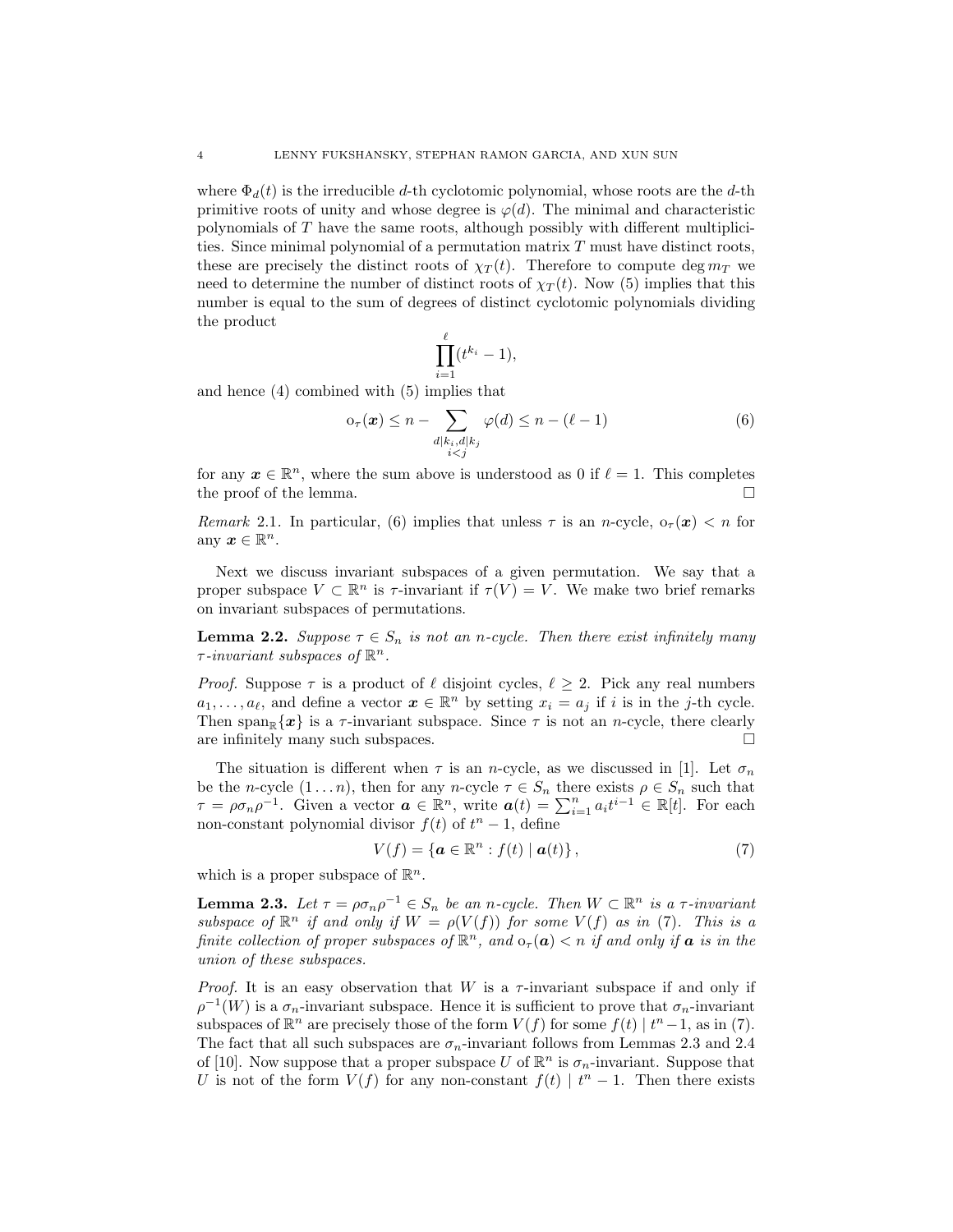where $\Phi_d(t)$ is the irreducible $d$-th cyclotomic polynomial, whose roots are the $d$-th primitive roots of unity and whose degree is $\varphi(d)$. The minimal and characteristic polynomials of $T$ have the same roots, although possibly with different multiplicities. Since minimal polynomial of a permutation matrix $T$ must have distinct roots, these are precisely the distinct roots of $\chi_T(t)$. Therefore to compute $\deg m_T$ we need to determine the number of distinct roots of $\chi_T(t)$. Now (5) implies that this number is equal to the sum of degrees of distinct cyclotomic polynomials dividing the product

$$\prod_{i=1}^{\ell}(t^{k_i}-1),$$

and hence (4) combined with (5) implies that

$$\mathrm{o}_\tau(\boldsymbol{x}) \leq n - \sum_{\substack{d|k_i, d|k_j \\ i<j}} \varphi(d) \leq n-(\ell-1) \tag{6}$$

for any $\boldsymbol{x} \in \mathbb{R}^n$, where the sum above is understood as 0 if $\ell = 1$. This completes the proof of the lemma. □

*Remark* 2.1. In particular, (6) implies that unless $\tau$ is an $n$-cycle, $\mathrm{o}_\tau(\boldsymbol{x}) < n$ for any $\boldsymbol{x} \in \mathbb{R}^n$.

Next we discuss invariant subspaces of a given permutation. We say that a proper subspace $V \subset \mathbb{R}^n$ is $\tau$-invariant if $\tau(V) = V$. We make two brief remarks on invariant subspaces of permutations.

**Lemma 2.2.** *Suppose $\tau \in S_n$ is not an $n$-cycle. Then there exist infinitely many $\tau$-invariant subspaces of $\mathbb{R}^n$.*

*Proof.* Suppose $\tau$ is a product of $\ell$ disjoint cycles, $\ell \geq 2$. Pick any real numbers $a_1, \dots, a_\ell$, and define a vector $\boldsymbol{x} \in \mathbb{R}^n$ by setting $x_i = a_j$ if $i$ is in the $j$-th cycle. Then $\mathrm{span}_{\mathbb{R}}\{\boldsymbol{x}\}$ is a $\tau$-invariant subspace. Since $\tau$ is not an $n$-cycle, there clearly are infinitely many such subspaces. □

The situation is different when $\tau$ is an $n$-cycle, as we discussed in [1]. Let $\sigma_n$ be the $n$-cycle $(1 \dots n)$, then for any $n$-cycle $\tau \in S_n$ there exists $\rho \in S_n$ such that $\tau = \rho\sigma_n\rho^{-1}$. Given a vector $\boldsymbol{a} \in \mathbb{R}^n$, write $\boldsymbol{a}(t) = \sum_{i=1}^{n} a_i t^{i-1} \in \mathbb{R}[t]$. For each non-constant polynomial divisor $f(t)$ of $t^n - 1$, define

$$V(f) = \{\boldsymbol{a} \in \mathbb{R}^n : f(t) \mid \boldsymbol{a}(t)\}, \tag{7}$$

which is a proper subspace of $\mathbb{R}^n$.

**Lemma 2.3.** *Let $\tau = \rho\sigma_n\rho^{-1} \in S_n$ be an $n$-cycle. Then $W \subset \mathbb{R}^n$ is a $\tau$-invariant subspace of $\mathbb{R}^n$ if and only if $W = \rho(V(f))$ for some $V(f)$ as in (7). This is a finite collection of proper subspaces of $\mathbb{R}^n$, and $\mathrm{o}_\tau(\boldsymbol{a}) < n$ if and only if $\boldsymbol{a}$ is in the union of these subspaces.*

*Proof.* It is an easy observation that $W$ is a $\tau$-invariant subspace if and only if $\rho^{-1}(W)$ is a $\sigma_n$-invariant subspace. Hence it is sufficient to prove that $\sigma_n$-invariant subspaces of $\mathbb{R}^n$ are precisely those of the form $V(f)$ for some $f(t) \mid t^n - 1$, as in (7). The fact that all such subspaces are $\sigma_n$-invariant follows from Lemmas 2.3 and 2.4 of [10]. Now suppose that a proper subspace $U$ of $\mathbb{R}^n$ is $\sigma_n$-invariant. Suppose that $U$ is not of the form $V(f)$ for any non-constant $f(t) \mid t^n - 1$. Then there exists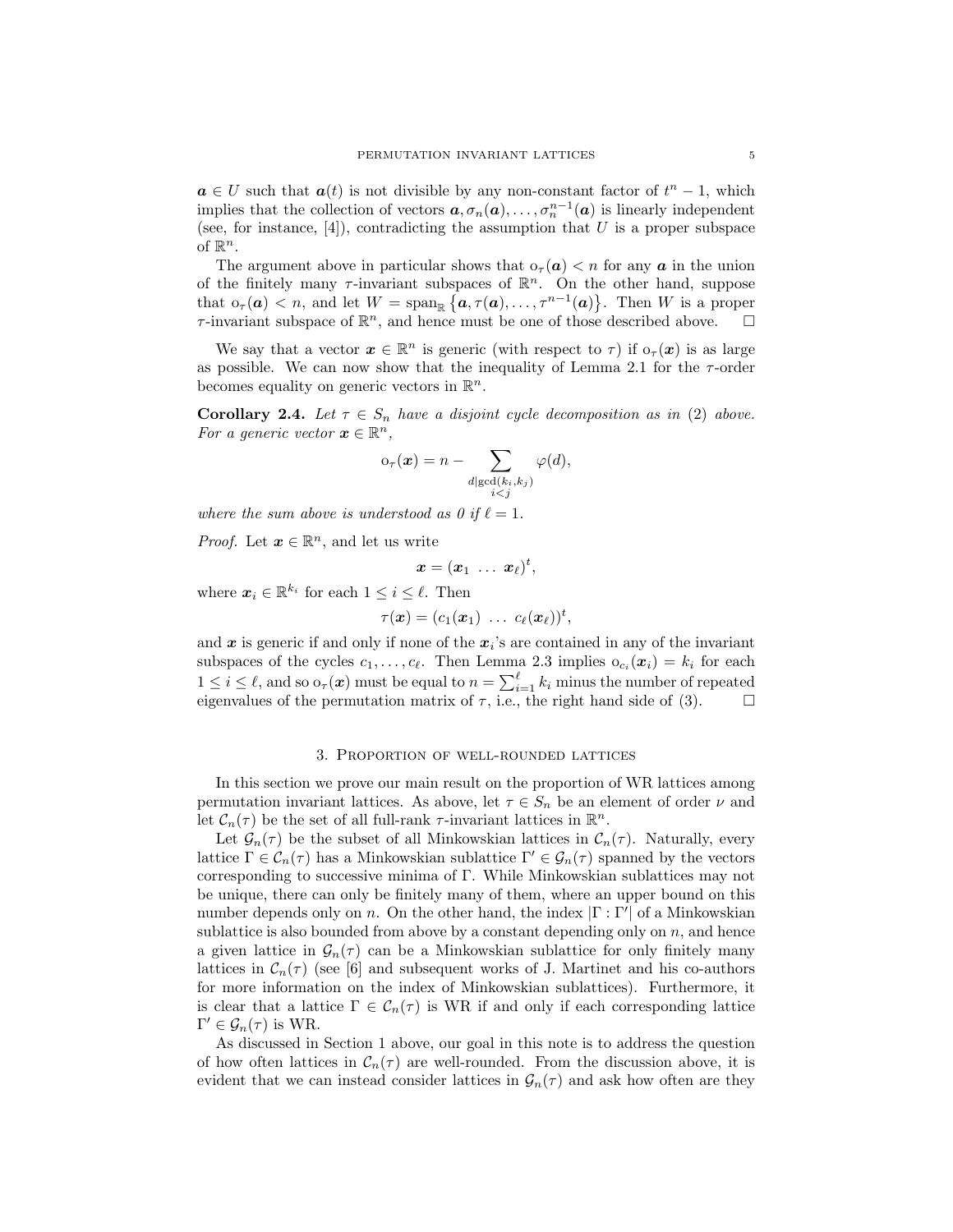$\boldsymbol{a} \in U$ such that $\boldsymbol{a}(t)$ is not divisible by any non-constant factor of $t^n - 1$, which implies that the collection of vectors $\boldsymbol{a}, \sigma_n(\boldsymbol{a}), \dots, \sigma_n^{n-1}(\boldsymbol{a})$ is linearly independent (see, for instance, [4]), contradicting the assumption that $U$ is a proper subspace of $\mathbb{R}^n$.

The argument above in particular shows that $\mathrm{o}_\tau(\boldsymbol{a}) < n$ for any $\boldsymbol{a}$ in the union of the finitely many $\tau$-invariant subspaces of $\mathbb{R}^n$. On the other hand, suppose that $\mathrm{o}_\tau(\boldsymbol{a}) < n$, and let $W = \operatorname{span}_{\mathbb{R}} \left\{ \boldsymbol{a}, \tau(\boldsymbol{a}), \dots, \tau^{n-1}(\boldsymbol{a}) \right\}$. Then $W$ is a proper $\tau$-invariant subspace of $\mathbb{R}^n$, and hence must be one of those described above. $\square$

We say that a vector $\boldsymbol{x} \in \mathbb{R}^n$ is generic (with respect to $\tau$) if $\mathrm{o}_\tau(\boldsymbol{x})$ is as large as possible. We can now show that the inequality of Lemma 2.1 for the $\tau$-order becomes equality on generic vectors in $\mathbb{R}^n$.

**Corollary 2.4.** *Let $\tau \in S_n$ have a disjoint cycle decomposition as in (2) above. For a generic vector $\boldsymbol{x} \in \mathbb{R}^n$,*

$$\mathrm{o}_\tau(\boldsymbol{x}) = n - \sum_{\substack{d \mid \gcd(k_i, k_j) \\ i<j}} \varphi(d),$$

*where the sum above is understood as 0 if $\ell = 1$.*

*Proof.* Let $\boldsymbol{x} \in \mathbb{R}^n$, and let us write

$$\boldsymbol{x} = (\boldsymbol{x}_1 \ \dots \ \boldsymbol{x}_\ell)^t,$$

where $\boldsymbol{x}_i \in \mathbb{R}^{k_i}$ for each $1 \leq i \leq \ell$. Then

$$\tau(\boldsymbol{x}) = (c_1(\boldsymbol{x}_1) \ \dots \ c_\ell(\boldsymbol{x}_\ell))^t,$$

and $\boldsymbol{x}$ is generic if and only if none of the $\boldsymbol{x}_i$'s are contained in any of the invariant subspaces of the cycles $c_1, \dots, c_\ell$. Then Lemma 2.3 implies $\mathrm{o}_{c_i}(\boldsymbol{x}_i) = k_i$ for each $1 \leq i \leq \ell$, and so $\mathrm{o}_\tau(\boldsymbol{x})$ must be equal to $n = \sum_{i=1}^{\ell} k_i$ minus the number of repeated eigenvalues of the permutation matrix of $\tau$, i.e., the right hand side of (3). $\square$

## 3. Proportion of well-rounded lattices

In this section we prove our main result on the proportion of WR lattices among permutation invariant lattices. As above, let $\tau \in S_n$ be an element of order $\nu$ and let $\mathcal{C}_n(\tau)$ be the set of all full-rank $\tau$-invariant lattices in $\mathbb{R}^n$.

Let $\mathcal{G}_n(\tau)$ be the subset of all Minkowskian lattices in $\mathcal{C}_n(\tau)$. Naturally, every lattice $\Gamma \in \mathcal{C}_n(\tau)$ has a Minkowskian sublattice $\Gamma' \in \mathcal{G}_n(\tau)$ spanned by the vectors corresponding to successive minima of $\Gamma$. While Minkowskian sublattices may not be unique, there can only be finitely many of them, where an upper bound on this number depends only on $n$. On the other hand, the index $|\Gamma : \Gamma'|$ of a Minkowskian sublattice is also bounded from above by a constant depending only on $n$, and hence a given lattice in $\mathcal{G}_n(\tau)$ can be a Minkowskian sublattice for only finitely many lattices in $\mathcal{C}_n(\tau)$ (see [6] and subsequent works of J. Martinet and his co-authors for more information on the index of Minkowskian sublattices). Furthermore, it is clear that a lattice $\Gamma \in \mathcal{C}_n(\tau)$ is WR if and only if each corresponding lattice $\Gamma' \in \mathcal{G}_n(\tau)$ is WR.

As discussed in Section 1 above, our goal in this note is to address the question of how often lattices in $\mathcal{C}_n(\tau)$ are well-rounded. From the discussion above, it is evident that we can instead consider lattices in $\mathcal{G}_n(\tau)$ and ask how often are they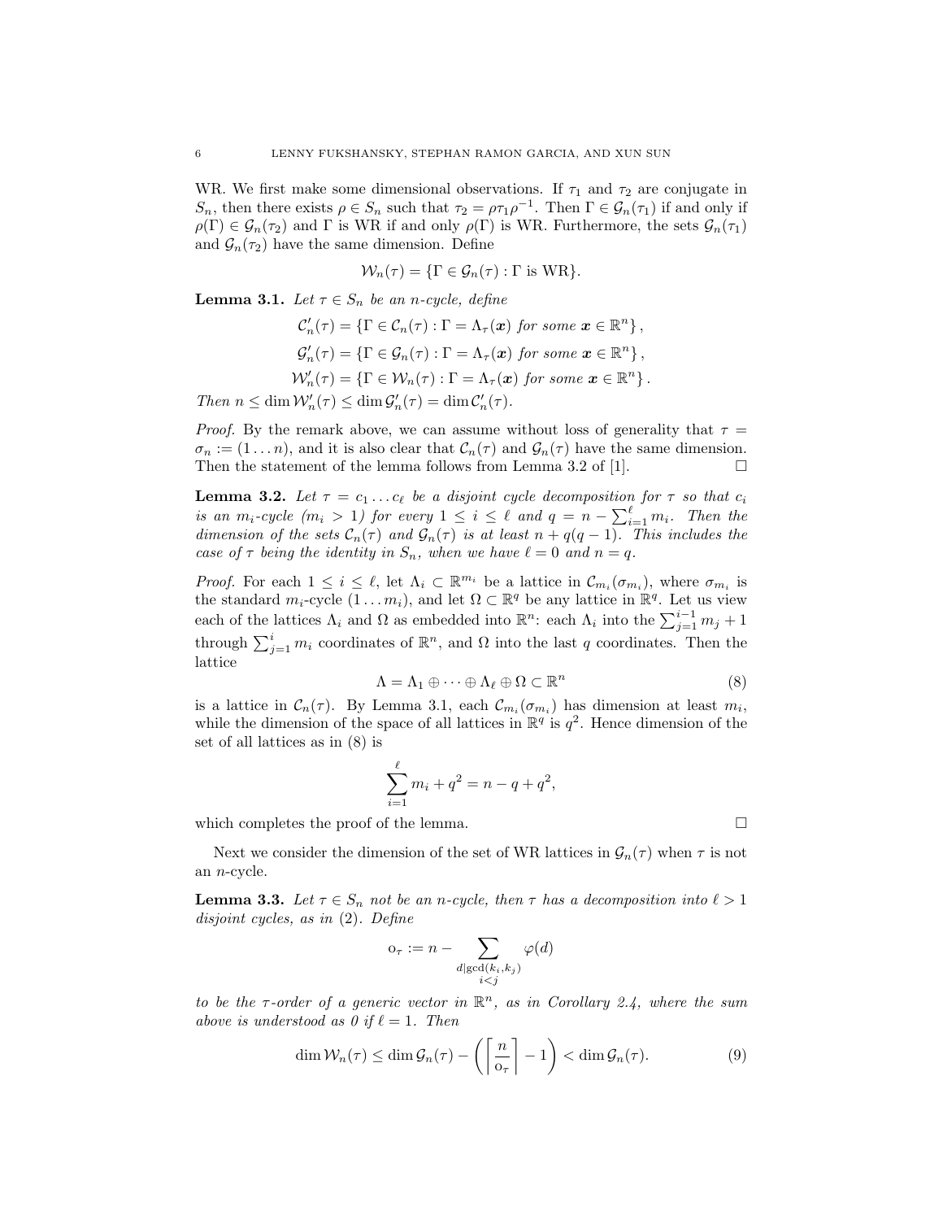WR. We first make some dimensional observations. If $\tau_1$ and $\tau_2$ are conjugate in $S_n$, then there exists $\rho \in S_n$ such that $\tau_2 = \rho\tau_1\rho^{-1}$. Then $\Gamma \in \mathcal{G}_n(\tau_1)$ if and only if $\rho(\Gamma) \in \mathcal{G}_n(\tau_2)$ and $\Gamma$ is WR if and only $\rho(\Gamma)$ is WR. Furthermore, the sets $\mathcal{G}_n(\tau_1)$ and $\mathcal{G}_n(\tau_2)$ have the same dimension. Define

$$\mathcal{W}_n(\tau) = \{\Gamma \in \mathcal{G}_n(\tau) : \Gamma \text{ is WR}\}.$$

**Lemma 3.1.** *Let $\tau \in S_n$ be an $n$-cycle, define*

$$\mathcal{C}'_n(\tau) = \{\Gamma \in \mathcal{C}_n(\tau) : \Gamma = \Lambda_\tau(\boldsymbol{x}) \text{ for some } \boldsymbol{x} \in \mathbb{R}^n\},$$
$$\mathcal{G}'_n(\tau) = \{\Gamma \in \mathcal{G}_n(\tau) : \Gamma = \Lambda_\tau(\boldsymbol{x}) \text{ for some } \boldsymbol{x} \in \mathbb{R}^n\},$$
$$\mathcal{W}'_n(\tau) = \{\Gamma \in \mathcal{W}_n(\tau) : \Gamma = \Lambda_\tau(\boldsymbol{x}) \text{ for some } \boldsymbol{x} \in \mathbb{R}^n\}.$$

*Then $n \leq \dim \mathcal{W}'_n(\tau) \leq \dim \mathcal{G}'_n(\tau) = \dim \mathcal{C}'_n(\tau)$.*

*Proof.* By the remark above, we can assume without loss of generality that $\tau = \sigma_n := (1 \dots n)$, and it is also clear that $\mathcal{C}_n(\tau)$ and $\mathcal{G}_n(\tau)$ have the same dimension. Then the statement of the lemma follows from Lemma 3.2 of [1]. □

**Lemma 3.2.** *Let $\tau = c_1 \dots c_\ell$ be a disjoint cycle decomposition for $\tau$ so that $c_i$ is an $m_i$-cycle ($m_i > 1$) for every $1 \leq i \leq \ell$ and $q = n - \sum_{i=1}^{\ell} m_i$. Then the dimension of the sets $\mathcal{C}_n(\tau)$ and $\mathcal{G}_n(\tau)$ is at least $n + q(q-1)$. This includes the case of $\tau$ being the identity in $S_n$, when we have $\ell = 0$ and $n = q$.*

*Proof.* For each $1 \leq i \leq \ell$, let $\Lambda_i \subset \mathbb{R}^{m_i}$ be a lattice in $\mathcal{C}_{m_i}(\sigma_{m_i})$, where $\sigma_{m_i}$ is the standard $m_i$-cycle $(1 \dots m_i)$, and let $\Omega \subset \mathbb{R}^q$ be any lattice in $\mathbb{R}^q$. Let us view each of the lattices $\Lambda_i$ and $\Omega$ as embedded into $\mathbb{R}^n$: each $\Lambda_i$ into the $\sum_{j=1}^{i-1} m_j + 1$ through $\sum_{j=1}^{i} m_i$ coordinates of $\mathbb{R}^n$, and $\Omega$ into the last $q$ coordinates. Then the lattice

$$\Lambda = \Lambda_1 \oplus \dots \oplus \Lambda_\ell \oplus \Omega \subset \mathbb{R}^n \tag{8}$$

is a lattice in $\mathcal{C}_n(\tau)$. By Lemma 3.1, each $\mathcal{C}_{m_i}(\sigma_{m_i})$ has dimension at least $m_i$, while the dimension of the space of all lattices in $\mathbb{R}^q$ is $q^2$. Hence dimension of the set of all lattices as in (8) is

$$\sum_{i=1}^{\ell} m_i + q^2 = n - q + q^2,$$

which completes the proof of the lemma. □

Next we consider the dimension of the set of WR lattices in $\mathcal{G}_n(\tau)$ when $\tau$ is not an $n$-cycle.

**Lemma 3.3.** *Let $\tau \in S_n$ not be an $n$-cycle, then $\tau$ has a decomposition into $\ell > 1$ disjoint cycles, as in (2). Define*

$$\mathrm{o}_\tau := n - \sum_{\substack{d \mid \gcd(k_i, k_j) \\ i<j}} \varphi(d)$$

*to be the $\tau$-order of a generic vector in $\mathbb{R}^n$, as in Corollary 2.4, where the sum above is understood as 0 if $\ell = 1$. Then*

$$\dim \mathcal{W}_n(\tau) \leq \dim \mathcal{G}_n(\tau) - \left( \left\lceil \frac{n}{\mathrm{o}_\tau} \right\rceil - 1 \right) < \dim \mathcal{G}_n(\tau). \tag{9}$$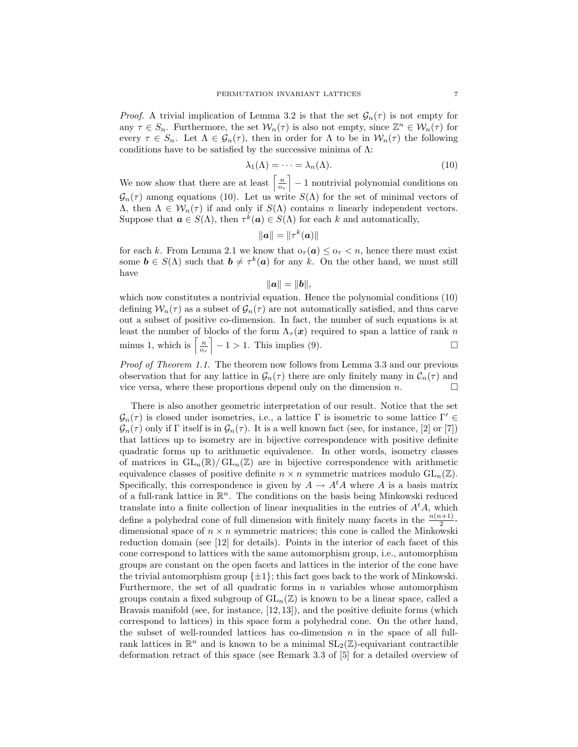*Proof.* A trivial implication of Lemma 3.2 is that the set $\mathcal{G}_n(\tau)$ is not empty for any $\tau \in S_n$. Furthermore, the set $\mathcal{W}_n(\tau)$ is also not empty, since $\mathbb{Z}^n \in \mathcal{W}_n(\tau)$ for every $\tau \in S_n$. Let $\Lambda \in \mathcal{G}_n(\tau)$, then in order for $\Lambda$ to be in $\mathcal{W}_n(\tau)$ the following conditions have to be satisfied by the successive minima of $\Lambda$:

$$\lambda_1(\Lambda) = \cdots = \lambda_n(\Lambda). \tag{10}$$

We now show that there are at least $\left\lceil \frac{n}{\mathrm{o}_\tau} \right\rceil - 1$ nontrivial polynomial conditions on $\mathcal{G}_n(\tau)$ among equations (10). Let us write $S(\Lambda)$ for the set of minimal vectors of $\Lambda$, then $\Lambda \in \mathcal{W}_n(\tau)$ if and only if $S(\Lambda)$ contains $n$ linearly independent vectors. Suppose that $\boldsymbol{a} \in S(\Lambda)$, then $\tau^k(\boldsymbol{a}) \in S(\Lambda)$ for each $k$ and automatically,

$$\|\boldsymbol{a}\| = \|\tau^k(\boldsymbol{a})\|$$

for each $k$. From Lemma 2.1 we know that $\mathrm{o}_\tau(\boldsymbol{a}) \leq \mathrm{o}_\tau < n$, hence there must exist some $\boldsymbol{b} \in S(\Lambda)$ such that $\boldsymbol{b} \neq \tau^k(\boldsymbol{a})$ for any $k$. On the other hand, we must still have

$$\|\boldsymbol{a}\| = \|\boldsymbol{b}\|,$$

which now constitutes a nontrivial equation. Hence the polynomial conditions (10) defining $\mathcal{W}_n(\tau)$ as a subset of $\mathcal{G}_n(\tau)$ are not automatically satisfied, and thus carve out a subset of positive co-dimension. In fact, the number of such equations is at least the number of blocks of the form $\Lambda_\tau(\boldsymbol{x})$ required to span a lattice of rank $n$ minus 1, which is $\left\lceil \frac{n}{\mathrm{o}_\tau} \right\rceil - 1 > 1$. This implies (9). $\square$

*Proof of Theorem 1.1.* The theorem now follows from Lemma 3.3 and our previous observation that for any lattice in $\mathcal{G}_n(\tau)$ there are only finitely many in $\mathcal{C}_n(\tau)$ and vice versa, where these proportions depend only on the dimension $n$. $\square$

There is also another geometric interpretation of our result. Notice that the set $\mathcal{G}_n(\tau)$ is closed under isometries, i.e., a lattice $\Gamma$ is isometric to some lattice $\Gamma' \in \mathcal{G}_n(\tau)$ only if $\Gamma$ itself is in $\mathcal{G}_n(\tau)$. It is a well known fact (see, for instance, [2] or [7]) that lattices up to isometry are in bijective correspondence with positive definite quadratic forms up to arithmetic equivalence. In other words, isometry classes of matrices in $\mathrm{GL}_n(\mathbb{R})/\mathrm{GL}_n(\mathbb{Z})$ are in bijective correspondence with arithmetic equivalence classes of positive definite $n \times n$ symmetric matrices modulo $\mathrm{GL}_n(\mathbb{Z})$. Specifically, this correspondence is given by $A \to A^t A$ where $A$ is a basis matrix of a full-rank lattice in $\mathbb{R}^n$. The conditions on the basis being Minkowski reduced translate into a finite collection of linear inequalities in the entries of $A^t A$, which define a polyhedral cone of full dimension with finitely many facets in the $\frac{n(n+1)}{2}$-dimensional space of $n \times n$ symmetric matrices; this cone is called the Minkowski reduction domain (see [12] for details). Points in the interior of each facet of this cone correspond to lattices with the same automorphism group, i.e., automorphism groups are constant on the open facets and lattices in the interior of the cone have the trivial automorphism group $\{\pm 1\}$; this fact goes back to the work of Minkowski. Furthermore, the set of all quadratic forms in $n$ variables whose automorphism groups contain a fixed subgroup of $\mathrm{GL}_n(\mathbb{Z})$ is known to be a linear space, called a Bravais manifold (see, for instance, [12, 13]), and the positive definite forms (which correspond to lattices) in this space form a polyhedral cone. On the other hand, the subset of well-rounded lattices has co-dimension $n$ in the space of all full-rank lattices in $\mathbb{R}^n$ and is known to be a minimal $\mathrm{SL}_2(\mathbb{Z})$-equivariant contractible deformation retract of this space (see Remark 3.3 of [5] for a detailed overview of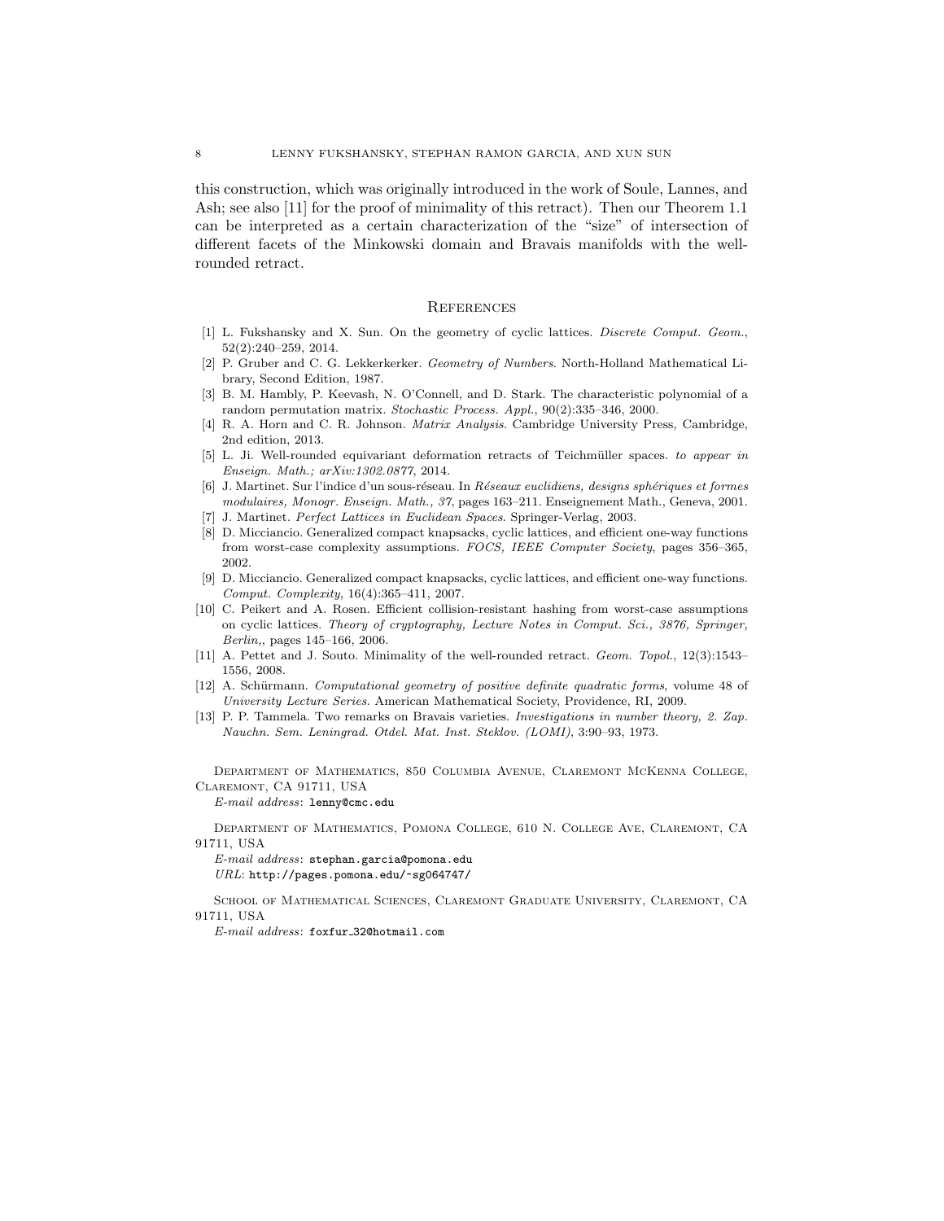this construction, which was originally introduced in the work of Soule, Lannes, and Ash; see also [11] for the proof of minimality of this retract). Then our Theorem 1.1 can be interpreted as a certain characterization of the "size" of intersection of different facets of the Minkowski domain and Bravais manifolds with the well-rounded retract.

## References

[1] L. Fukshansky and X. Sun. On the geometry of cyclic lattices. *Discrete Comput. Geom.*, 52(2):240–259, 2014.

[2] P. Gruber and C. G. Lekkerkerker. *Geometry of Numbers*. North-Holland Mathematical Library, Second Edition, 1987.

[3] B. M. Hambly, P. Keevash, N. O'Connell, and D. Stark. The characteristic polynomial of a random permutation matrix. *Stochastic Process. Appl.*, 90(2):335–346, 2000.

[4] R. A. Horn and C. R. Johnson. *Matrix Analysis*. Cambridge University Press, Cambridge, 2nd edition, 2013.

[5] L. Ji. Well-rounded equivariant deformation retracts of Teichmüller spaces. *to appear in Enseign. Math.; arXiv:1302.0877*, 2014.

[6] J. Martinet. Sur l'indice d'un sous-réseau. In *Réseaux euclidiens, designs sphériques et formes modulaires, Monogr. Enseign. Math., 37*, pages 163–211. Enseignement Math., Geneva, 2001.

[7] J. Martinet. *Perfect Lattices in Euclidean Spaces*. Springer-Verlag, 2003.

[8] D. Micciancio. Generalized compact knapsacks, cyclic lattices, and efficient one-way functions from worst-case complexity assumptions. *FOCS, IEEE Computer Society*, pages 356–365, 2002.

[9] D. Micciancio. Generalized compact knapsacks, cyclic lattices, and efficient one-way functions. *Comput. Complexity*, 16(4):365–411, 2007.

[10] C. Peikert and A. Rosen. Efficient collision-resistant hashing from worst-case assumptions on cyclic lattices. *Theory of cryptography, Lecture Notes in Comput. Sci., 3876, Springer, Berlin,*, pages 145–166, 2006.

[11] A. Pettet and J. Souto. Minimality of the well-rounded retract. *Geom. Topol.*, 12(3):1543–1556, 2008.

[12] A. Schürmann. *Computational geometry of positive definite quadratic forms*, volume 48 of *University Lecture Series*. American Mathematical Society, Providence, RI, 2009.

[13] P. P. Tammela. Two remarks on Bravais varieties. *Investigations in number theory, 2. Zap. Nauchn. Sem. Leningrad. Otdel. Mat. Inst. Steklov. (LOMI)*, 3:90–93, 1973.

Department of Mathematics, 850 Columbia Avenue, Claremont McKenna College, Claremont, CA 91711, USA

*E-mail address*: lenny@cmc.edu

Department of Mathematics, Pomona College, 610 N. College Ave, Claremont, CA 91711, USA

*E-mail address*: stephan.garcia@pomona.edu

*URL*: http://pages.pomona.edu/~sg064747/

School of Mathematical Sciences, Claremont Graduate University, Claremont, CA 91711, USA

*E-mail address*: foxfur_32@hotmail.com